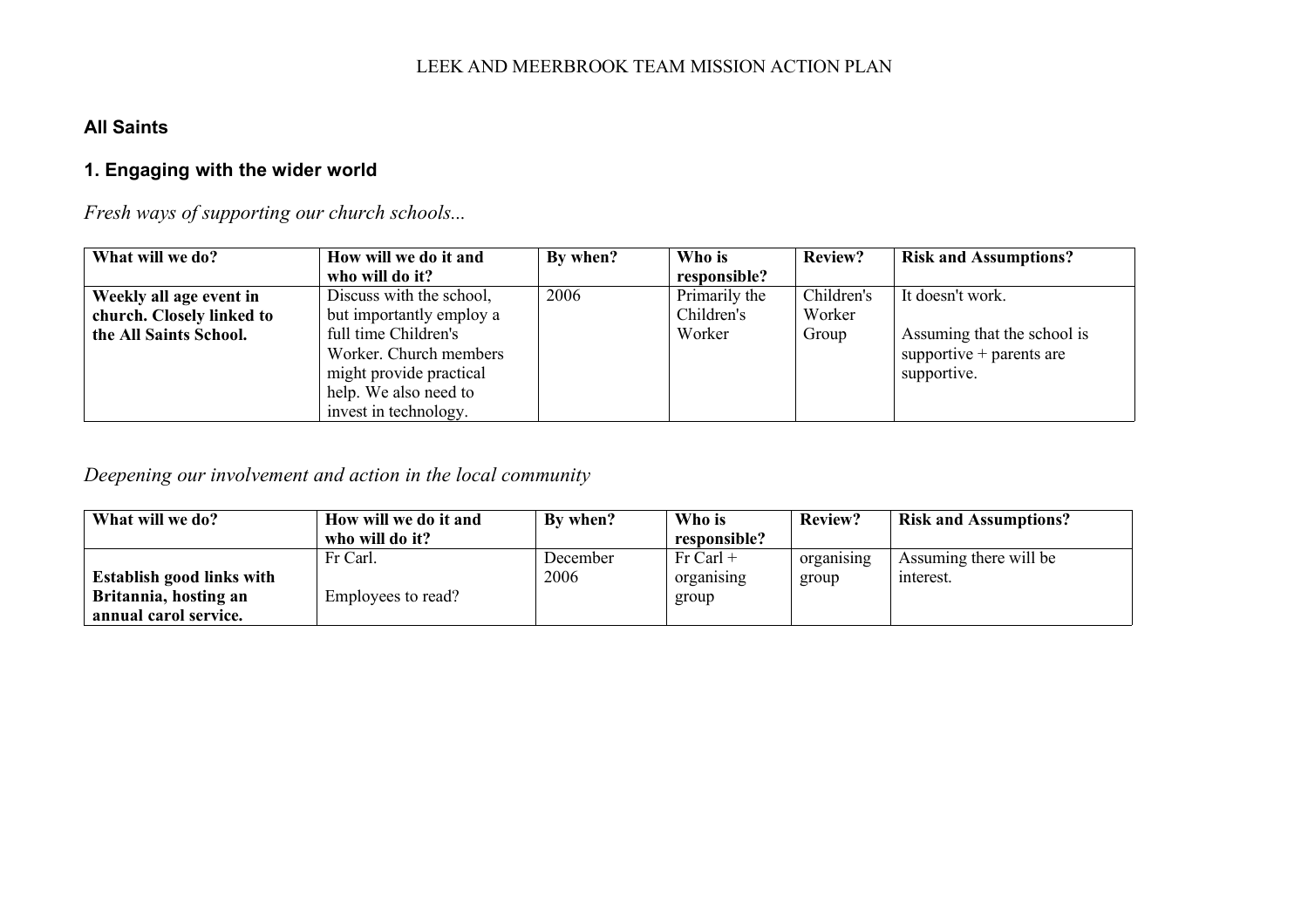LEEK AND MEERBROOK TEAM MISSION ACTION PLAN

## All Saints

## 1. Engaging with the wider world

*Fresh ways of supporting our church schools...*

| What will we do? | How will we do it and who will do it? | By when? | Who is responsible? | Review? | Risk and Assumptions? |
|---|---|---|---|---|---|
| **Weekly all age event in church. Closely linked to the All Saints School.** | Discuss with the school, but importantly employ a full time Children's Worker. Church members might provide practical help. We also need to invest in technology. | 2006 | Primarily the Children's Worker | Children's Worker Group | It doesn't work.<br><br>Assuming that the school is supportive + parents are supportive. |

*Deepening our involvement and action in the local community*

| What will we do? | How will we do it and who will do it? | By when? | Who is responsible? | Review? | Risk and Assumptions? |
|---|---|---|---|---|---|
| **Establish good links with Britannia, hosting an annual carol service.** | Fr Carl.<br><br>Employees to read? | December 2006 | Fr Carl + organising group | organising group | Assuming there will be interest. |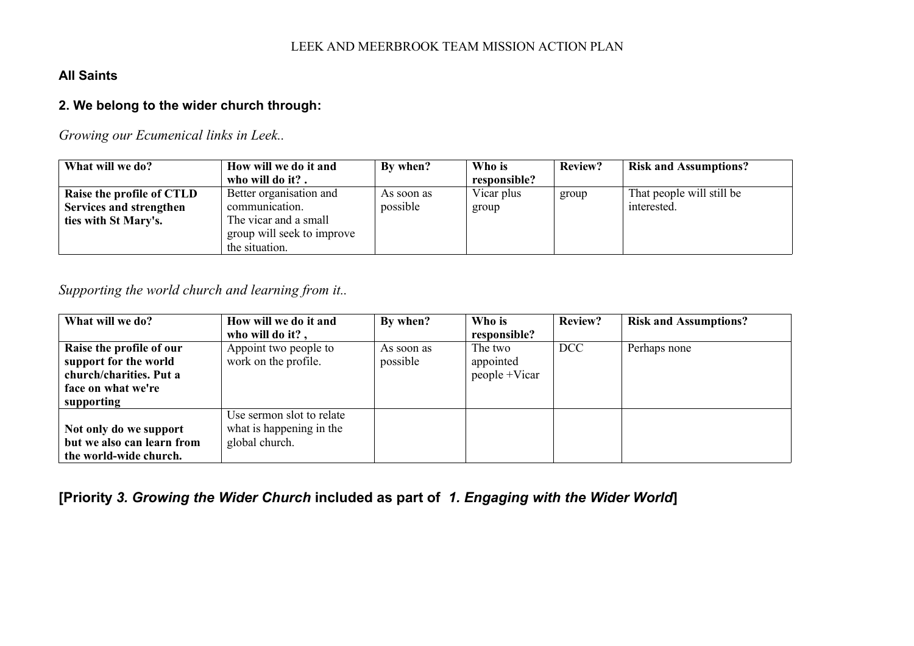LEEK AND MEERBROOK TEAM MISSION ACTION PLAN

**All Saints**

## 2. We belong to the wider church through:

*Growing our Ecumenical links in Leek..*

| What will we do? | How will we do it and who will do it? . | By when? | Who is responsible? | Review? | Risk and Assumptions? |
|---|---|---|---|---|---|
| **Raise the profile of CTLD Services and strengthen ties with St Mary's.** | Better organisation and communication. The vicar and a small group will seek to improve the situation. | As soon as possible | Vicar plus group | group | That people will still be interested. |

*Supporting the world church and learning from it..*

| What will we do? | How will we do it and who will do it? , | By when? | Who is responsible? | Review? | Risk and Assumptions? |
|---|---|---|---|---|---|
| **Raise the profile of our support for the world church/charities. Put a face on what we're supporting** | Appoint two people to work on the profile. | As soon as possible | The two appointed people +Vicar | DCC | Perhaps none |
| **Not only do we support but we also can learn from the world-wide church.** | Use sermon slot to relate what is happening in the global church. | | | | |

**[Priority *3. Growing the Wider Church* included as part of *1. Engaging with the Wider World*]**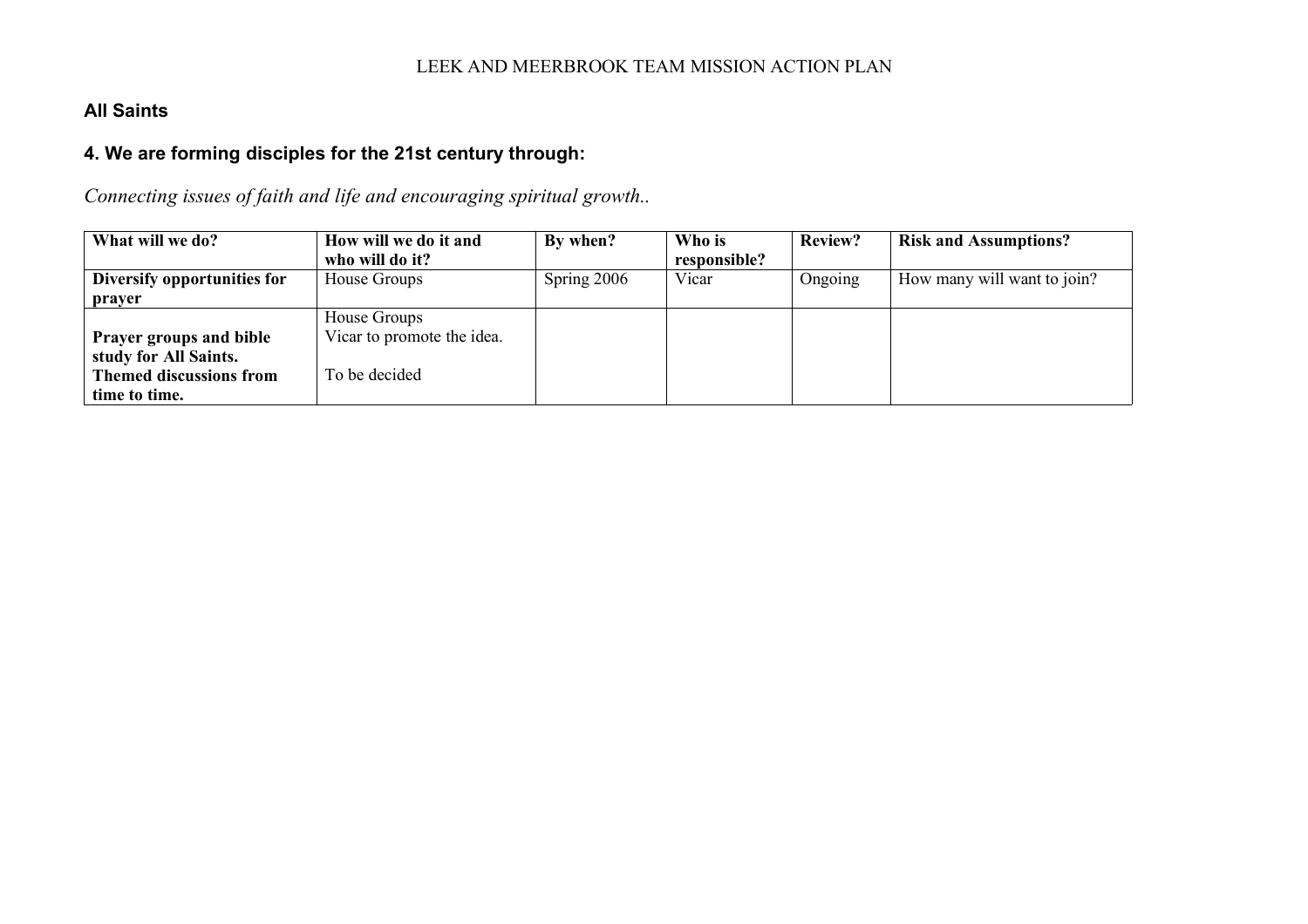LEEK AND MEERBROOK TEAM MISSION ACTION PLAN

## All Saints

### 4. We are forming disciples for the 21st century through:

*Connecting issues of faith and life and encouraging spiritual growth..*

| What will we do? | How will we do it and who will do it? | By when? | Who is responsible? | Review? | Risk and Assumptions? |
|---|---|---|---|---|---|
| **Diversify opportunities for prayer** | House Groups | Spring 2006 | Vicar | Ongoing | How many will want to join? |
| **Prayer groups and bible study for All Saints.**<br>**Themed discussions from time to time.** | House Groups<br>Vicar to promote the idea.<br><br>To be decided | | | | |